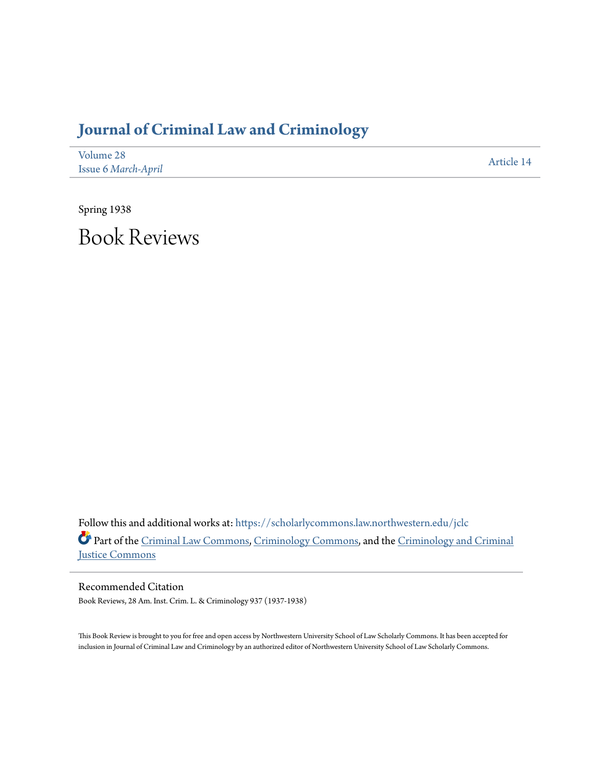# Journal of Criminal Law and Criminology

Volume 28
Issue 6 *March-April*

Article 14

Spring 1938

# Book Reviews

Follow this and additional works at: https://scholarlycommons.law.northwestern.edu/jclc

Part of the Criminal Law Commons, Criminology Commons, and the Criminology and Criminal Justice Commons

## Recommended Citation

Book Reviews, 28 Am. Inst. Crim. L. & Criminology 937 (1937-1938)

This Book Review is brought to you for free and open access by Northwestern University School of Law Scholarly Commons. It has been accepted for inclusion in Journal of Criminal Law and Criminology by an authorized editor of Northwestern University School of Law Scholarly Commons.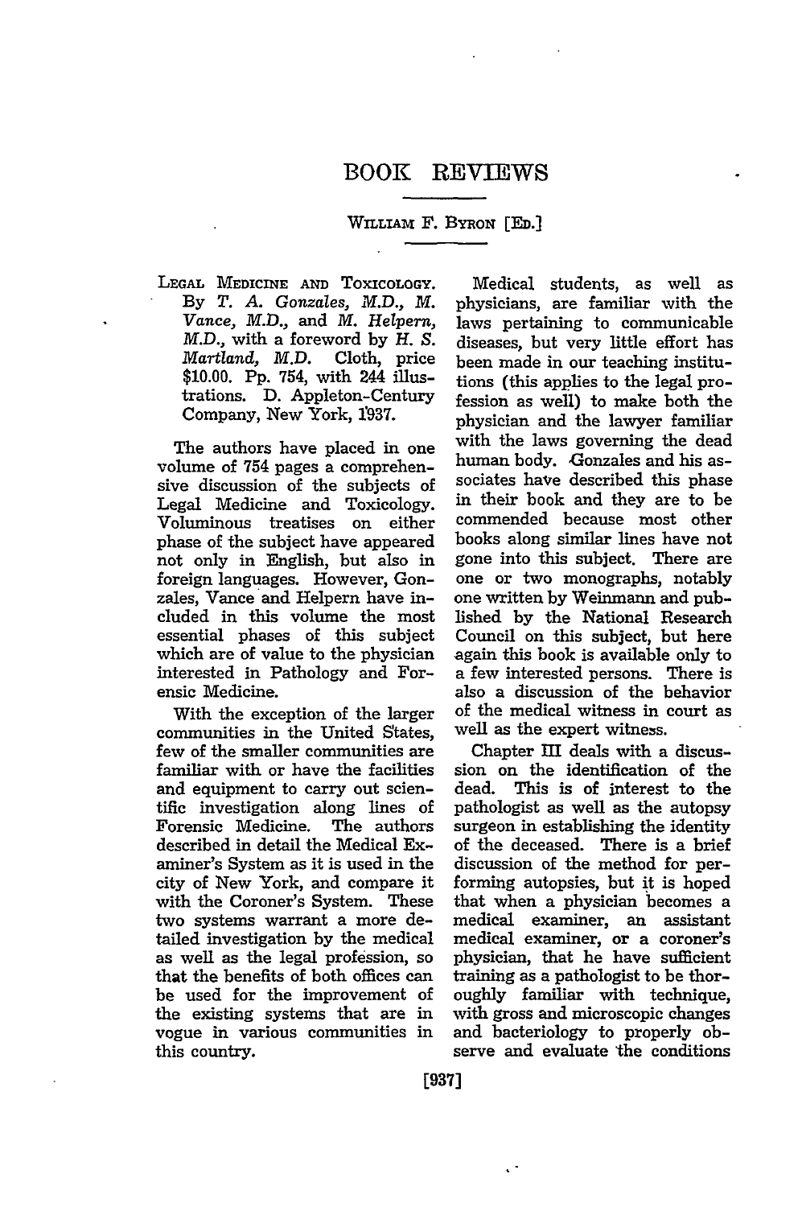# BOOK REVIEWS

William F. Byron [Ed.]

---

Legal Medicine and Toxicology. By *T. A. Gonzales, M.D., M. Vance, M.D.,* and *M. Helpern, M.D.,* with a foreword by *H. S. Martland, M.D.* Cloth, price $10.00. Pp. 754, with 244 illustrations. D. Appleton-Century Company, New York, 1937.

The authors have placed in one volume of 754 pages a comprehensive discussion of the subjects of Legal Medicine and Toxicology. Voluminous treatises on either phase of the subject have appeared not only in English, but also in foreign languages. However, Gonzales, Vance and Helpern have included in this volume the most essential phases of this subject which are of value to the physician interested in Pathology and Forensic Medicine.

With the exception of the larger communities in the United States, few of the smaller communities are familiar with or have the facilities and equipment to carry out scientific investigation along lines of Forensic Medicine. The authors described in detail the Medical Examiner's System as it is used in the city of New York, and compare it with the Coroner's System. These two systems warrant a more detailed investigation by the medical as well as the legal profession, so that the benefits of both offices can be used for the improvement of the existing systems that are in vogue in various communities in this country.

Medical students, as well as physicians, are familiar with the laws pertaining to communicable diseases, but very little effort has been made in our teaching institutions (this applies to the legal profession as well) to make both the physician and the lawyer familiar with the laws governing the dead human body. Gonzales and his associates have described this phase in their book and they are to be commended because most other books along similar lines have not gone into this subject. There are one or two monographs, notably one written by Weinmann and published by the National Research Council on this subject, but here again this book is available only to a few interested persons. There is also a discussion of the behavior of the medical witness in court as well as the expert witness.

Chapter III deals with a discussion on the identification of the dead. This is of interest to the pathologist as well as the autopsy surgeon in establishing the identity of the deceased. There is a brief discussion of the method for performing autopsies, but it is hoped that when a physician becomes a medical examiner, an assistant medical examiner, or a coroner's physician, that he have sufficient training as a pathologist to be thoroughly familiar with technique, with gross and microscopic changes and bacteriology to properly observe and evaluate the conditions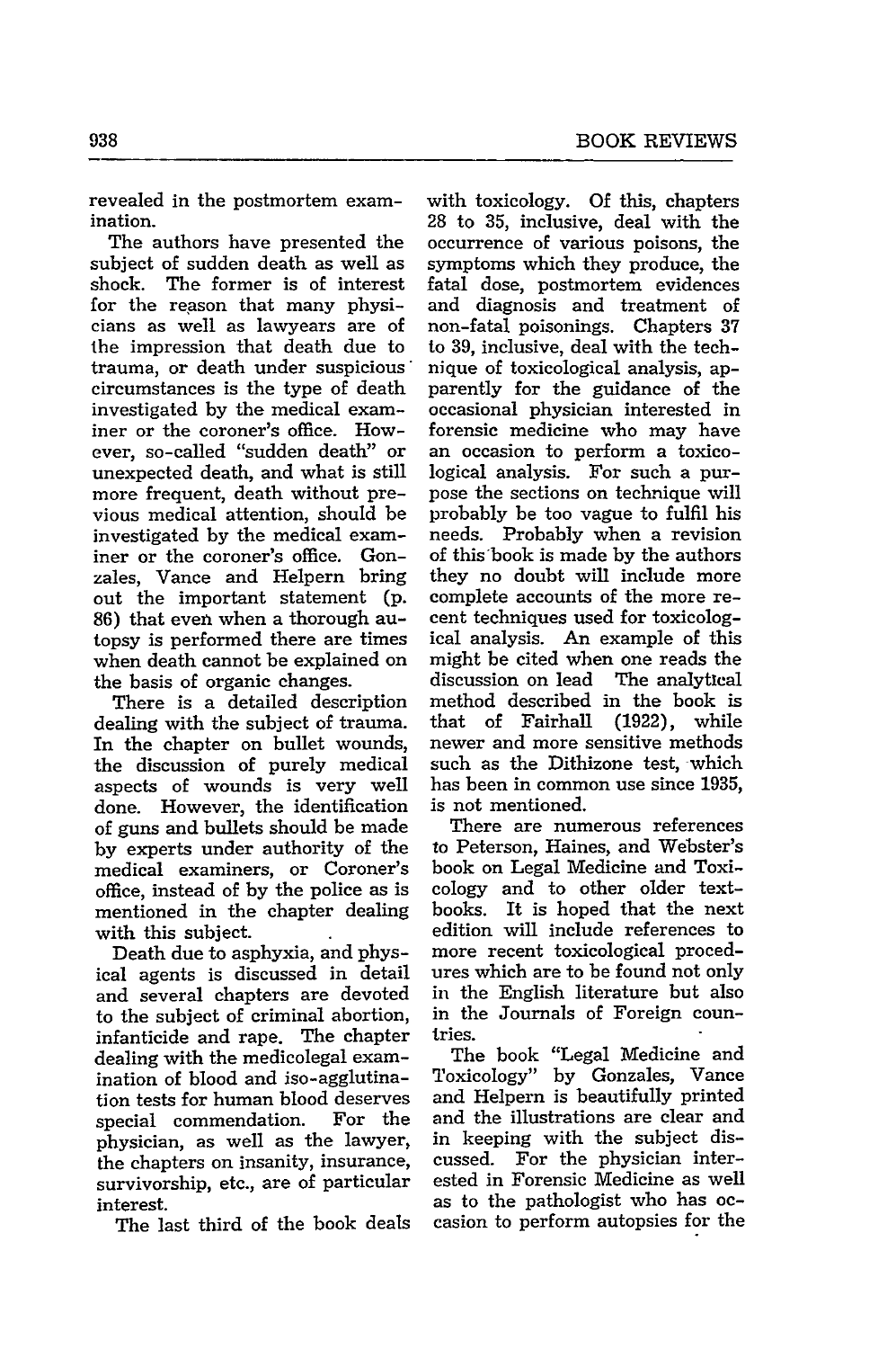revealed in the postmortem examination.

The authors have presented the subject of sudden death as well as shock. The former is of interest for the reason that many physicians as well as lawyears are of the impression that death due to trauma, or death under suspicious circumstances is the type of death investigated by the medical examiner or the coroner's office. However, so-called "sudden death" or unexpected death, and what is still more frequent, death without previous medical attention, should be investigated by the medical examiner or the coroner's office. Gonzales, Vance and Helpern bring out the important statement (p. 86) that even when a thorough autopsy is performed there are times when death cannot be explained on the basis of organic changes.

There is a detailed description dealing with the subject of trauma. In the chapter on bullet wounds, the discussion of purely medical aspects of wounds is very well done. However, the identification of guns and bullets should be made by experts under authority of the medical examiners, or Coroner's office, instead of by the police as is mentioned in the chapter dealing with this subject.

Death due to asphyxia, and physical agents is discussed in detail and several chapters are devoted to the subject of criminal abortion, infanticide and rape. The chapter dealing with the medicolegal examination of blood and iso-agglutination tests for human blood deserves special commendation. For the physician, as well as the lawyer, the chapters on insanity, insurance, survivorship, etc., are of particular interest.

The last third of the book deals with toxicology. Of this, chapters 28 to 35, inclusive, deal with the occurrence of various poisons, the symptoms which they produce, the fatal dose, postmortem evidences and diagnosis and treatment of non-fatal poisonings. Chapters 37 to 39, inclusive, deal with the technique of toxicological analysis, apparently for the guidance of the occasional physician interested in forensic medicine who may have an occasion to perform a toxicological analysis. For such a purpose the sections on technique will probably be too vague to fulfil his needs. Probably when a revision of this book is made by the authors they no doubt will include more complete accounts of the more recent techniques used for toxicological analysis. An example of this might be cited when one reads the discussion on lead The analytical method described in the book is that of Fairhall (1922), while newer and more sensitive methods such as the Dithizone test, which has been in common use since 1935, is not mentioned.

There are numerous references to Peterson, Haines, and Webster's book on Legal Medicine and Toxicology and to other older textbooks. It is hoped that the next edition will include references to more recent toxicological procedures which are to be found not only in the English literature but also in the Journals of Foreign countries.

The book "Legal Medicine and Toxicology" by Gonzales, Vance and Helpern is beautifully printed and the illustrations are clear and in keeping with the subject discussed. For the physician interested in Forensic Medicine as well as to the pathologist who has occasion to perform autopsies for the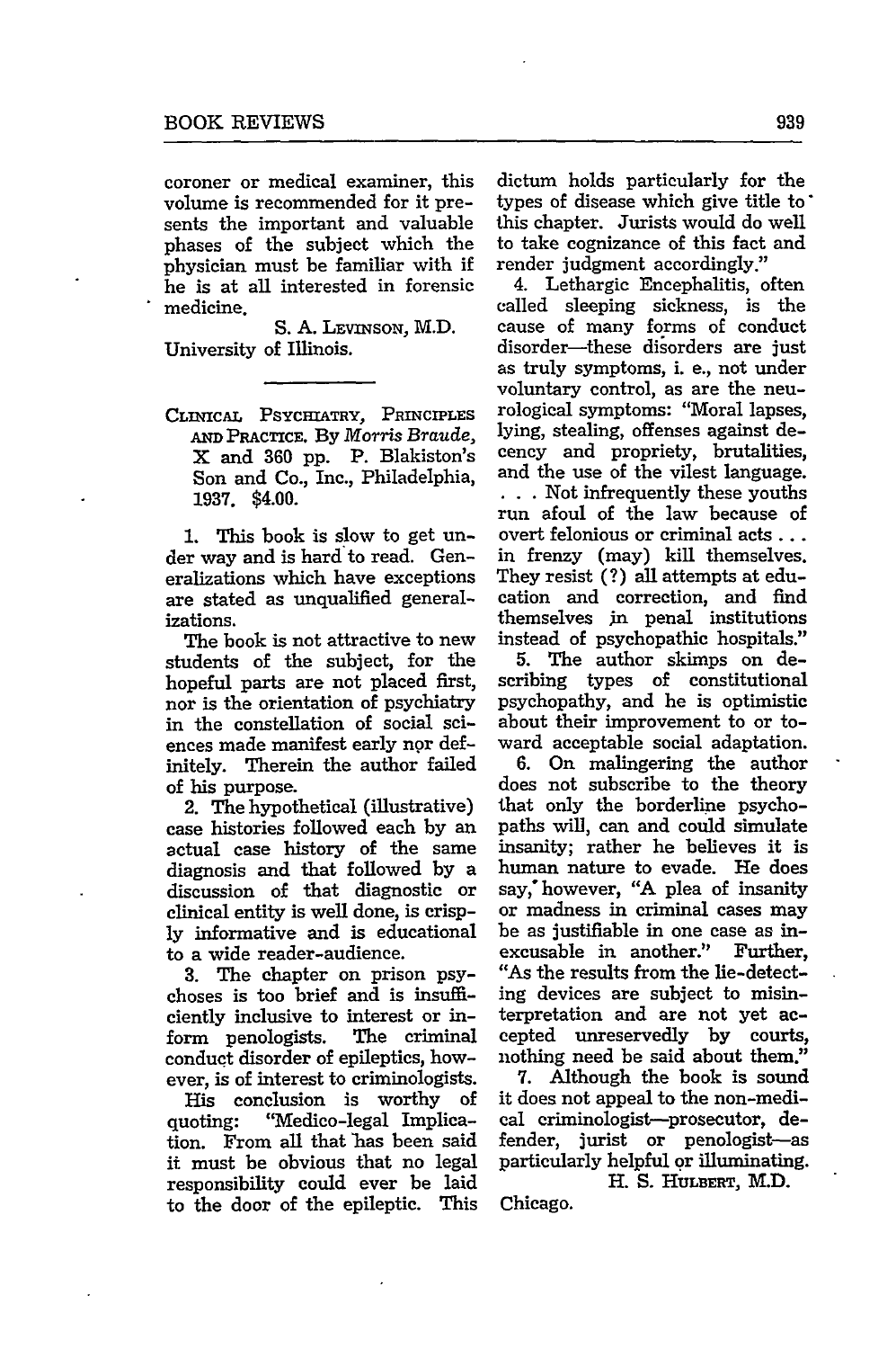coroner or medical examiner, this volume is recommended for it presents the important and valuable phases of the subject which the physician must be familiar with if he is at all interested in forensic medicine.

S. A. LEVINSON, M.D.
University of Illinois.

---

CLINICAL PSYCHIATRY, PRINCIPLES AND PRACTICE. By *Morris Braude*, X and 360 pp. P. Blakiston's Son and Co., Inc., Philadelphia, 1937. $4.00.

1. This book is slow to get under way and is hard to read. Generalizations which have exceptions are stated as unqualified generalizations.

The book is not attractive to new students of the subject, for the hopeful parts are not placed first, nor is the orientation of psychiatry in the constellation of social sciences made manifest early nor definitely. Therein the author failed of his purpose.

2. The hypothetical (illustrative) case histories followed each by an actual case history of the same diagnosis and that followed by a discussion of that diagnostic or clinical entity is well done, is crisply informative and is educational to a wide reader-audience.

3. The chapter on prison psychoses is too brief and is insufficiently inclusive to interest or inform penologists. The criminal conduct disorder of epileptics, however, is of interest to criminologists.

His conclusion is worthy of quoting: "Medico-legal Implication. From all that has been said it must be obvious that no legal responsibility could ever be laid to the door of the epileptic. This dictum holds particularly for the types of disease which give title to this chapter. Jurists would do well to take cognizance of this fact and render judgment accordingly."

4. Lethargic Encephalitis, often called sleeping sickness, is the cause of many forms of conduct disorder—these disorders are just as truly symptoms, i. e., not under voluntary control, as are the neurological symptoms: "Moral lapses, lying, stealing, offenses against decency and propriety, brutalities, and the use of the vilest language. . . . Not infrequently these youths run afoul of the law because of overt felonious or criminal acts . . . in frenzy (may) kill themselves. They resist (?) all attempts at education and correction, and find themselves in penal institutions instead of psychopathic hospitals."

5. The author skimps on describing types of constitutional psychopathy, and he is optimistic about their improvement to or toward acceptable social adaptation.

6. On malingering the author does not subscribe to the theory that only the borderline psychopaths will, can and could simulate insanity; rather he believes it is human nature to evade. He does say, however, "A plea of insanity or madness in criminal cases may be as justifiable in one case as inexcusable in another." Further, "As the results from the lie-detecting devices are subject to misinterpretation and are not yet accepted unreservedly by courts, nothing need be said about them."

7. Although the book is sound it does not appeal to the non-medical criminologist—prosecutor, defender, jurist or penologist—as particularly helpful or illuminating.

H. S. HULBERT, M.D.
Chicago.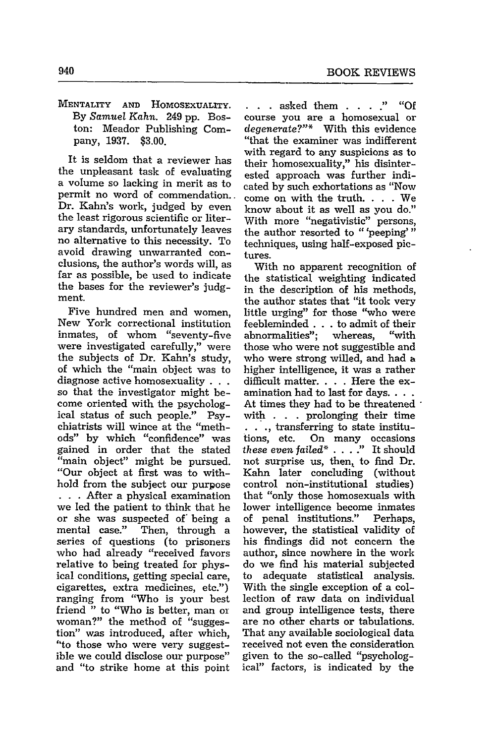MENTALITY AND HOMOSEXUALITY. By *Samuel Kahn*. 249 pp. Boston: Meador Publishing Company, 1937. $3.00.

It is seldom that a reviewer has the unpleasant task of evaluating a volume so lacking in merit as to permit no word of commendation. Dr. Kahn's work, judged by even the least rigorous scientific or literary standards, unfortunately leaves no alternative to this necessity. To avoid drawing unwarranted conclusions, the author's words will, as far as possible, be used to indicate the bases for the reviewer's judgment.

Five hundred men and women, New York correctional institution inmates, of whom "seventy-five were investigated carefully," were the subjects of Dr. Kahn's study, of which the "main object was to diagnose active homosexuality . . . so that the investigator might become oriented with the psychological status of such people." Psychiatrists will wince at the "methods" by which "confidence" was gained in order that the stated "main object" might be pursued. "Our object at first was to withhold from the subject our purpose . . . After a physical examination we led the patient to think that he or she was suspected of being a mental case." Then, through a series of questions (to prisoners who had already "received favors relative to being treated for physical conditions, getting special care, cigarettes, extra medicines, etc.") ranging from "Who is your best friend " to "Who is better, man or woman?" the method of "suggestion" was introduced, after which, "to those who were very suggestible we could disclose our purpose" and "to strike home at this point . . . asked them . . . ." "Of course you are a homosexual or *degenerate?*"* With this evidence "that the examiner was indifferent with regard to any suspicions as to their homosexuality," his disinterested approach was further indicated by such exhortations as "Now come on with the truth. . . . We know about it as well as you do." With more "negativistic" persons, the author resorted to " 'peeping' " techniques, using half-exposed pictures.

With no apparent recognition of the statistical weighting indicated in the description of his methods, the author states that "it took very little urging" for those "who were feebleminded . . . to admit of their abnormalities"; whereas, "with those who were not suggestible and who were strong willed, and had a higher intelligence, it was a rather difficult matter. . . . Here the examination had to last for days. . . . At times they had to be threatened with . . . prolonging their time . . ., transferring to state institutions, etc. On many occasions *these even failed** . . . ." It should not surprise us, then, to find Dr. Kahn later concluding (without control non-institutional studies) that "only those homosexuals with lower intelligence become inmates of penal institutions." Perhaps, however, the statistical validity of his findings did not concern the author, since nowhere in the work do we find his material subjected to adequate statistical analysis. With the single exception of a collection of raw data on individual and group intelligence tests, there are no other charts or tabulations. That any available sociological data received not even the consideration given to the so-called "psychological" factors, is indicated by the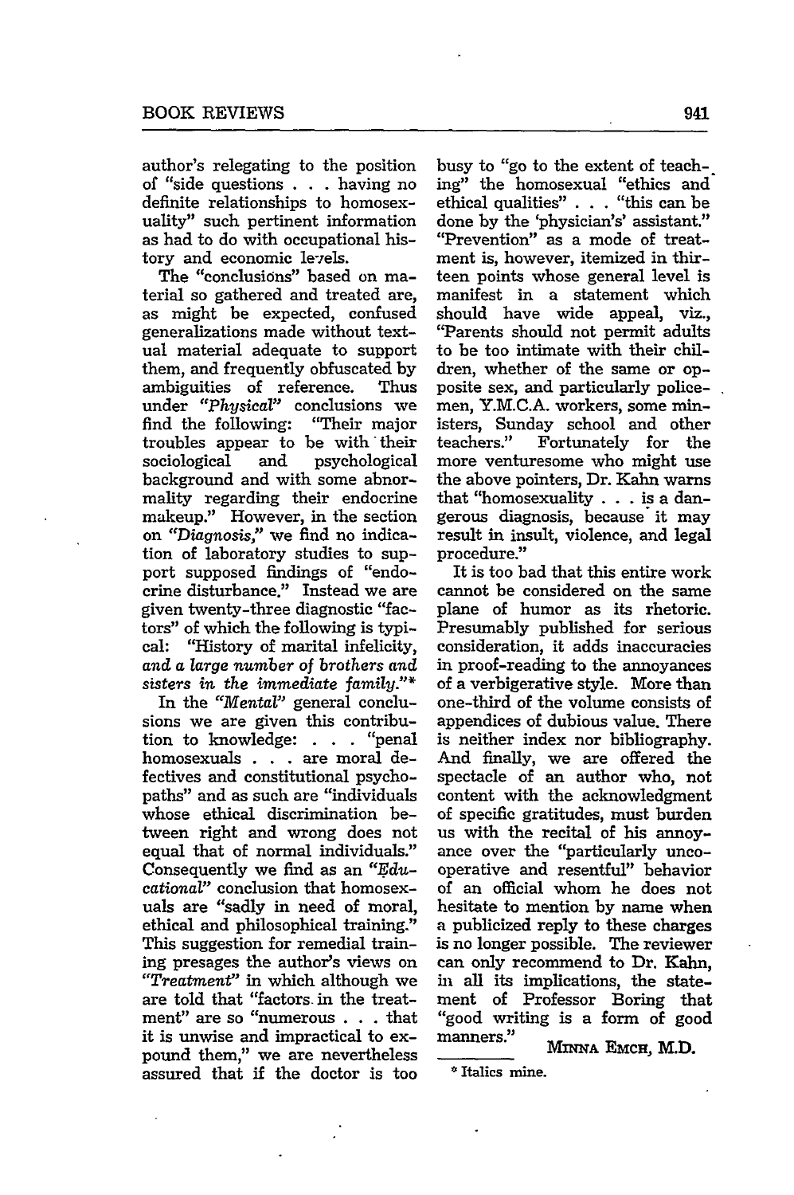author's relegating to the position of "side questions . . . having no definite relationships to homosexuality" such pertinent information as had to do with occupational history and economic levels.

The "conclusions" based on material so gathered and treated are, as might be expected, confused generalizations made without textual material adequate to support them, and frequently obfuscated by ambiguities of reference. Thus under *"Physical"* conclusions we find the following: "Their major troubles appear to be with their sociological and psychological background and with some abnormality regarding their endocrine makeup." However, in the section on *"Diagnosis,"* we find no indication of laboratory studies to support supposed findings of "endocrine disturbance." Instead we are given twenty-three diagnostic "factors" of which the following is typical: "History of marital infelicity, *and a large number of brothers and sisters in the immediate family*."*

In the *"Mental"* general conclusions we are given this contribution to knowledge: . . . "penal homosexuals . . . are moral defectives and constitutional psychopaths" and as such are "individuals whose ethical discrimination between right and wrong does not equal that of normal individuals." Consequently we find as an *"Educational"* conclusion that homosexuals are "sadly in need of moral, ethical and philosophical training." This suggestion for remedial training presages the author's views on *"Treatment"* in which although we are told that "factors in the treatment" are so "numerous . . . that it is unwise and impractical to expound them," we are nevertheless assured that if the doctor is too busy to "go to the extent of teaching" the homosexual "ethics and ethical qualities" . . . "this can be done by the 'physician's' assistant." "Prevention" as a mode of treatment is, however, itemized in thirteen points whose general level is manifest in a statement which should have wide appeal, viz., "Parents should not permit adults to be too intimate with their children, whether of the same or opposite sex, and particularly policemen, Y.M.C.A. workers, some ministers, Sunday school and other teachers." Fortunately for the more venturesome who might use the above pointers, Dr. Kahn warns that "homosexuality . . . is a dangerous diagnosis, because it may result in insult, violence, and legal procedure."

It is too bad that this entire work cannot be considered on the same plane of humor as its rhetoric. Presumably published for serious consideration, it adds inaccuracies in proof-reading to the annoyances of a verbigerative style. More than one-third of the volume consists of appendices of dubious value. There is neither index nor bibliography. And finally, we are offered the spectacle of an author who, not content with the acknowledgment of specific gratitudes, must burden us with the recital of his annoyance over the "particularly uncooperative and resentful" behavior of an official whom he does not hesitate to mention by name when a publicized reply to these charges is no longer possible. The reviewer can only recommend to Dr. Kahn, in all its implications, the statement of Professor Boring that "good writing is a form of good manners."

MINNA EMCH, M.D.

\* Italics mine.